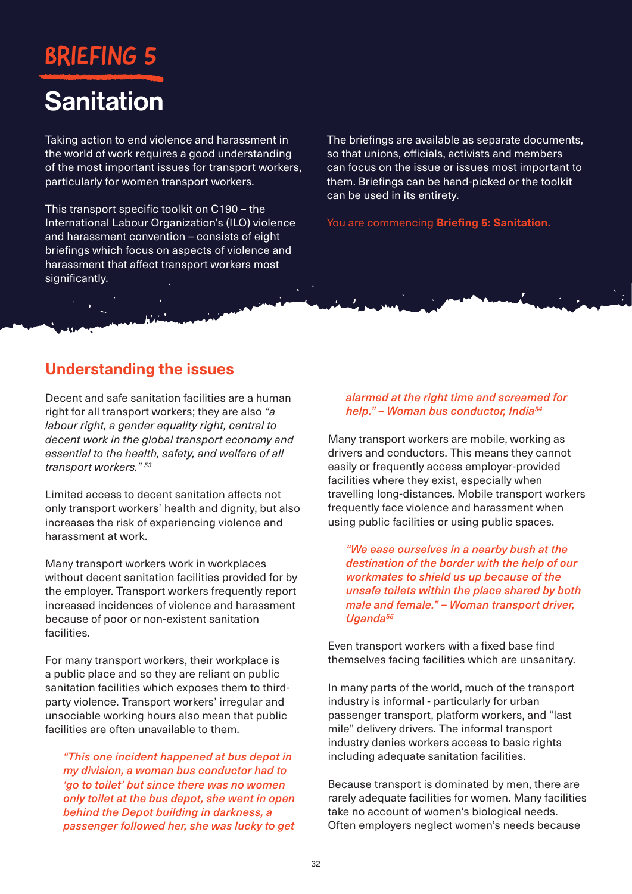# BRIEFING 5

# Sanitation

Taking action to end violence and harassment in the world of work requires a good understanding of the most important issues for transport workers, particularly for women transport workers.

This transport specific toolkit on C190 – the International Labour Organization's (ILO) violence and harassment convention – consists of eight briefings which focus on aspects of violence and harassment that affect transport workers most significantly.

The briefings are available as separate documents, so that unions, officials, activists and members can focus on the issue or issues most important to them. Briefings can be hand-picked or the toolkit can be used in its entirety.

You are commencing **Briefing 5: Sanitation.**

## Understanding the issues

Decent and safe sanitation facilities are a human right for all transport workers; they are also *"a labour right, a gender equality right, central to decent work in the global transport economy and essential to the health, safety, and welfare of all transport workers."* [53]

Limited access to decent sanitation affects not only transport workers' health and dignity, but also increases the risk of experiencing violence and harassment at work.

Many transport workers work in workplaces without decent sanitation facilities provided for by the employer. Transport workers frequently report increased incidences of violence and harassment because of poor or non-existent sanitation facilities.

For many transport workers, their workplace is a public place and so they are reliant on public sanitation facilities which exposes them to third-party violence. Transport workers' irregular and unsociable working hours also mean that public facilities are often unavailable to them.

> *"This one incident happened at bus depot in my division, a woman bus conductor had to 'go to toilet' but since there was no women only toilet at the bus depot, she went in open behind the Depot building in darkness, a passenger followed her, she was lucky to get alarmed at the right time and screamed for help." – Woman bus conductor, India*[54]

Many transport workers are mobile, working as drivers and conductors. This means they cannot easily or frequently access employer-provided facilities where they exist, especially when travelling long-distances. Mobile transport workers frequently face violence and harassment when using public facilities or using public spaces.

> *"We ease ourselves in a nearby bush at the destination of the border with the help of our workmates to shield us up because of the unsafe toilets within the place shared by both male and female." – Woman transport driver, Uganda*[55]

Even transport workers with a fixed base find themselves facing facilities which are unsanitary.

In many parts of the world, much of the transport industry is informal - particularly for urban passenger transport, platform workers, and "last mile" delivery drivers. The informal transport industry denies workers access to basic rights including adequate sanitation facilities.

Because transport is dominated by men, there are rarely adequate facilities for women. Many facilities take no account of women's biological needs. Often employers neglect women's needs because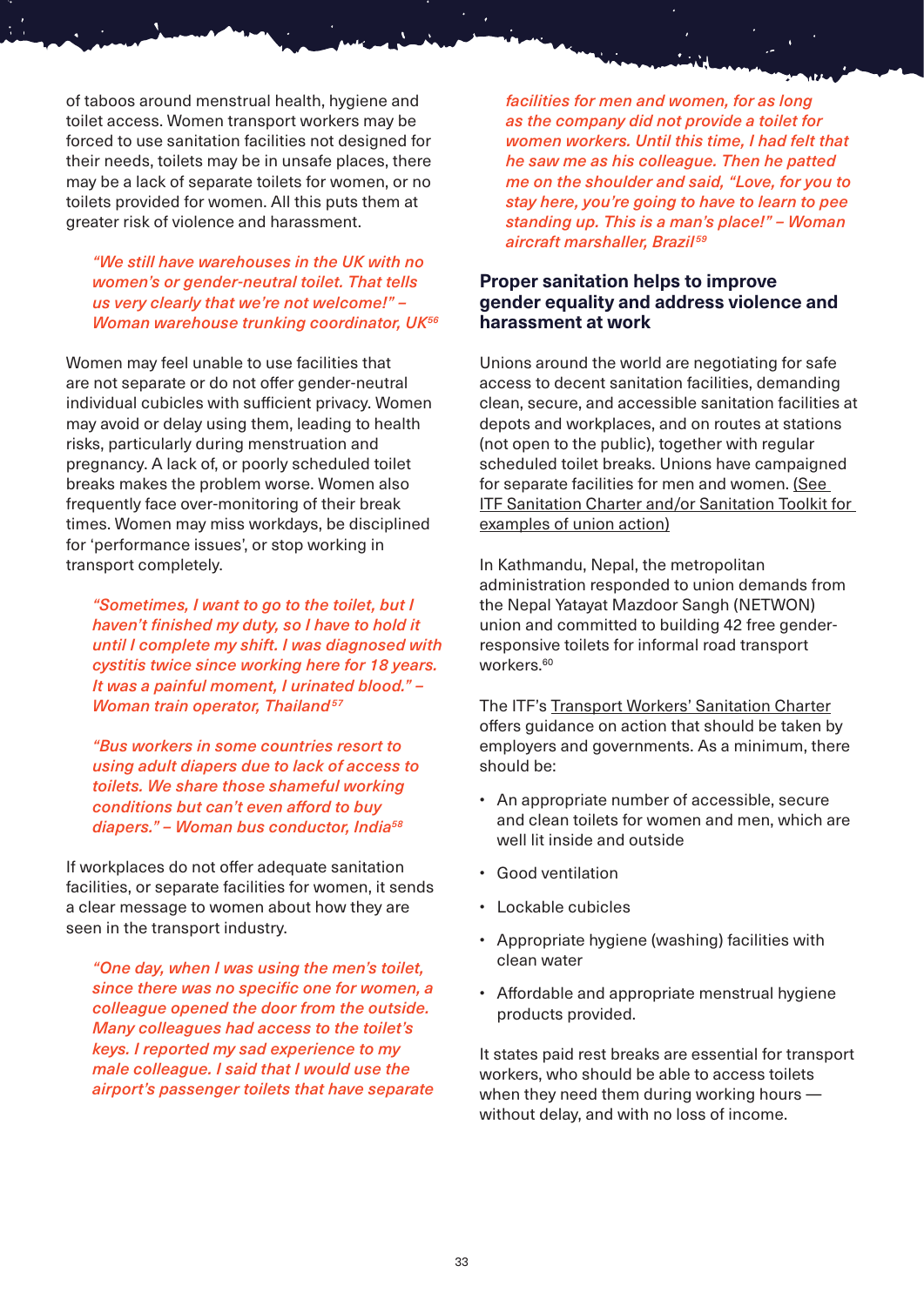of taboos around menstrual health, hygiene and toilet access. Women transport workers may be forced to use sanitation facilities not designed for their needs, toilets may be in unsafe places, there may be a lack of separate toilets for women, or no toilets provided for women. All this puts them at greater risk of violence and harassment.

> *"We still have warehouses in the UK with no women's or gender-neutral toilet. That tells us very clearly that we're not welcome!" – Woman warehouse trunking coordinator, UK[56]*

Women may feel unable to use facilities that are not separate or do not offer gender-neutral individual cubicles with sufficient privacy. Women may avoid or delay using them, leading to health risks, particularly during menstruation and pregnancy. A lack of, or poorly scheduled toilet breaks makes the problem worse. Women also frequently face over-monitoring of their break times. Women may miss workdays, be disciplined for 'performance issues', or stop working in transport completely.

> *"Sometimes, I want to go to the toilet, but I haven't finished my duty, so I have to hold it until I complete my shift. I was diagnosed with cystitis twice since working here for 18 years. It was a painful moment, I urinated blood." – Woman train operator, Thailand[57]*

> *"Bus workers in some countries resort to using adult diapers due to lack of access to toilets. We share those shameful working conditions but can't even afford to buy diapers." – Woman bus conductor, India[58]*

If workplaces do not offer adequate sanitation facilities, or separate facilities for women, it sends a clear message to women about how they are seen in the transport industry.

> *"One day, when I was using the men's toilet, since there was no specific one for women, a colleague opened the door from the outside. Many colleagues had access to the toilet's keys. I reported my sad experience to my male colleague. I said that I would use the airport's passenger toilets that have separate facilities for men and women, for as long as the company did not provide a toilet for women workers. Until this time, I had felt that he saw me as his colleague. Then he patted me on the shoulder and said, "Love, for you to stay here, you're going to have to learn to pee standing up. This is a man's place!" – Woman aircraft marshaller, Brazil[59]*

### Proper sanitation helps to improve gender equality and address violence and harassment at work

Unions around the world are negotiating for safe access to decent sanitation facilities, demanding clean, secure, and accessible sanitation facilities at depots and workplaces, and on routes at stations (not open to the public), together with regular scheduled toilet breaks. Unions have campaigned for separate facilities for men and women. (See ITF Sanitation Charter and/or Sanitation Toolkit for examples of union action)

In Kathmandu, Nepal, the metropolitan administration responded to union demands from the Nepal Yatayat Mazdoor Sangh (NETWON) union and committed to building 42 free gender-responsive toilets for informal road transport workers.[60]

The ITF's Transport Workers' Sanitation Charter offers guidance on action that should be taken by employers and governments. As a minimum, there should be:

- An appropriate number of accessible, secure and clean toilets for women and men, which are well lit inside and outside
- Good ventilation
- Lockable cubicles
- Appropriate hygiene (washing) facilities with clean water
- Affordable and appropriate menstrual hygiene products provided.

It states paid rest breaks are essential for transport workers, who should be able to access toilets when they need them during working hours — without delay, and with no loss of income.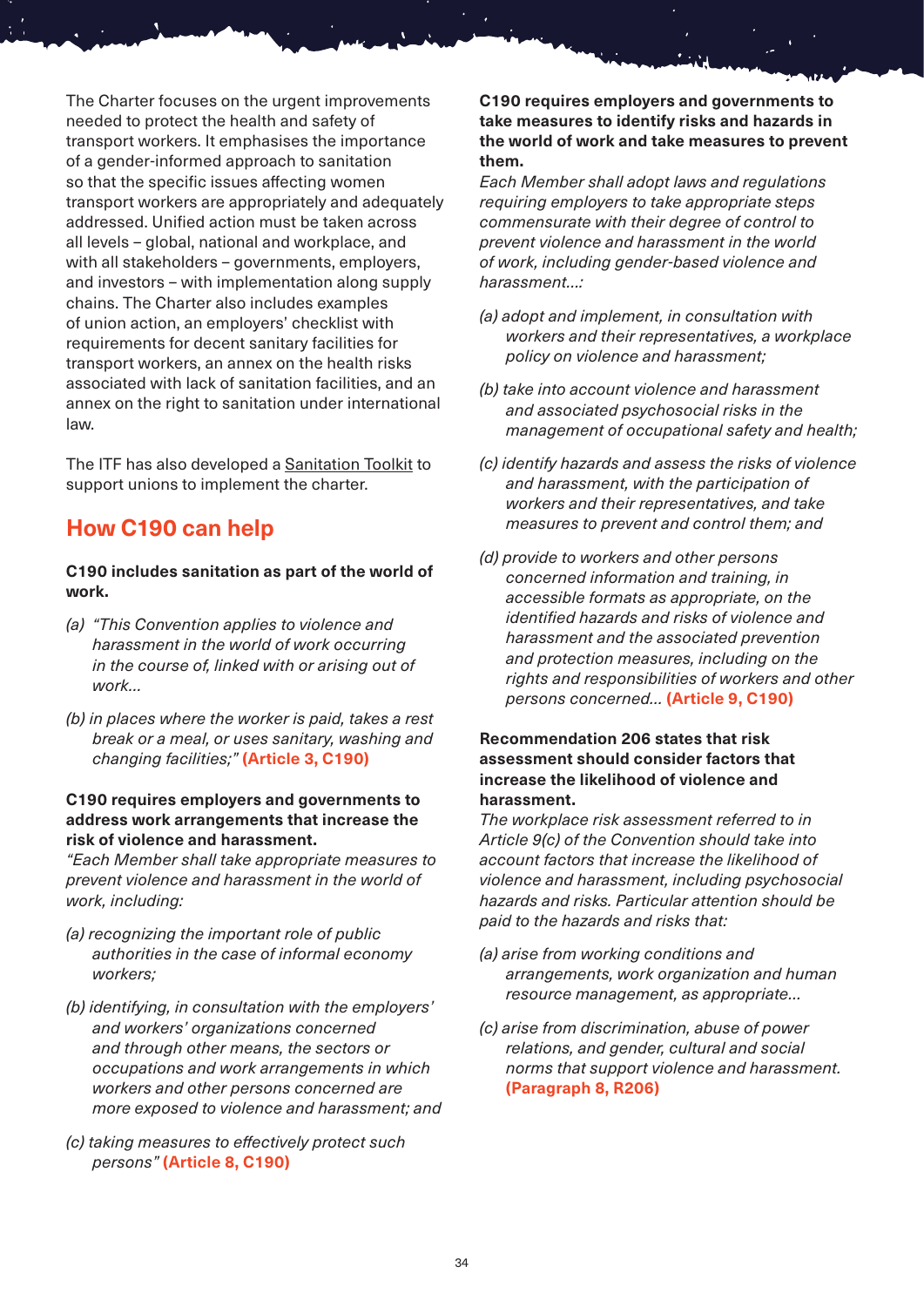The Charter focuses on the urgent improvements needed to protect the health and safety of transport workers. It emphasises the importance of a gender-informed approach to sanitation so that the specific issues affecting women transport workers are appropriately and adequately addressed. Unified action must be taken across all levels – global, national and workplace, and with all stakeholders – governments, employers, and investors – with implementation along supply chains. The Charter also includes examples of union action, an employers' checklist with requirements for decent sanitary facilities for transport workers, an annex on the health risks associated with lack of sanitation facilities, and an annex on the right to sanitation under international law.

The ITF has also developed a Sanitation Toolkit to support unions to implement the charter.

## How C190 can help

**C190 includes sanitation as part of the world of work.**

*(a) "This Convention applies to violence and harassment in the world of work occurring in the course of, linked with or arising out of work...*

*(b) in places where the worker is paid, takes a rest break or a meal, or uses sanitary, washing and changing facilities;"* **(Article 3, C190)**

**C190 requires employers and governments to address work arrangements that increase the risk of violence and harassment.**

*"Each Member shall take appropriate measures to prevent violence and harassment in the world of work, including:*

*(a) recognizing the important role of public authorities in the case of informal economy workers;*

*(b) identifying, in consultation with the employers' and workers' organizations concerned and through other means, the sectors or occupations and work arrangements in which workers and other persons concerned are more exposed to violence and harassment; and*

*(c) taking measures to effectively protect such persons"* **(Article 8, C190)**

**C190 requires employers and governments to take measures to identify risks and hazards in the world of work and take measures to prevent them.**

*Each Member shall adopt laws and regulations requiring employers to take appropriate steps commensurate with their degree of control to prevent violence and harassment in the world of work, including gender-based violence and harassment...:*

*(a) adopt and implement, in consultation with workers and their representatives, a workplace policy on violence and harassment;*

*(b) take into account violence and harassment and associated psychosocial risks in the management of occupational safety and health;*

*(c) identify hazards and assess the risks of violence and harassment, with the participation of workers and their representatives, and take measures to prevent and control them; and*

*(d) provide to workers and other persons concerned information and training, in accessible formats as appropriate, on the identified hazards and risks of violence and harassment and the associated prevention and protection measures, including on the rights and responsibilities of workers and other persons concerned...* **(Article 9, C190)**

**Recommendation 206 states that risk assessment should consider factors that increase the likelihood of violence and harassment.**

*The workplace risk assessment referred to in Article 9(c) of the Convention should take into account factors that increase the likelihood of violence and harassment, including psychosocial hazards and risks. Particular attention should be paid to the hazards and risks that:*

*(a) arise from working conditions and arrangements, work organization and human resource management, as appropriate...*

*(c) arise from discrimination, abuse of power relations, and gender, cultural and social norms that support violence and harassment.* **(Paragraph 8, R206)**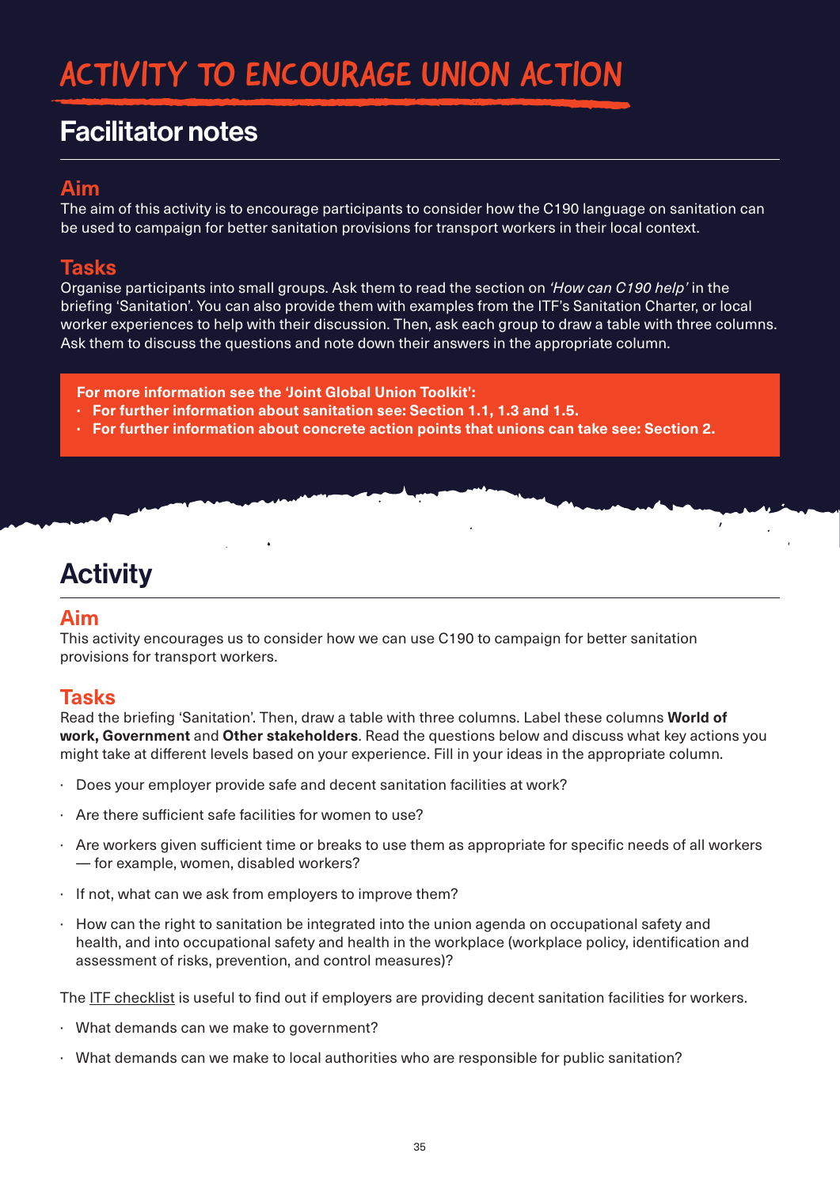# ACTIVITY TO ENCOURAGE UNION ACTION

## Facilitator notes

### Aim

The aim of this activity is to encourage participants to consider how the C190 language on sanitation can be used to campaign for better sanitation provisions for transport workers in their local context.

### Tasks

Organise participants into small groups. Ask them to read the section on *'How can C190 help'* in the briefing 'Sanitation'. You can also provide them with examples from the ITF's Sanitation Charter, or local worker experiences to help with their discussion. Then, ask each group to draw a table with three columns. Ask them to discuss the questions and note down their answers in the appropriate column.

**For more information see the 'Joint Global Union Toolkit':**

- **For further information about sanitation see: Section 1.1, 1.3 and 1.5.**
- **For further information about concrete action points that unions can take see: Section 2.**

## Activity

### Aim

This activity encourages us to consider how we can use C190 to campaign for better sanitation provisions for transport workers.

### Tasks

Read the briefing 'Sanitation'. Then, draw a table with three columns. Label these columns **World of work, Government** and **Other stakeholders**. Read the questions below and discuss what key actions you might take at different levels based on your experience. Fill in your ideas in the appropriate column.

- Does your employer provide safe and decent sanitation facilities at work?
- Are there sufficient safe facilities for women to use?
- Are workers given sufficient time or breaks to use them as appropriate for specific needs of all workers — for example, women, disabled workers?
- If not, what can we ask from employers to improve them?
- How can the right to sanitation be integrated into the union agenda on occupational safety and health, and into occupational safety and health in the workplace (workplace policy, identification and assessment of risks, prevention, and control measures)?

The ITF checklist is useful to find out if employers are providing decent sanitation facilities for workers.

- What demands can we make to government?
- What demands can we make to local authorities who are responsible for public sanitation?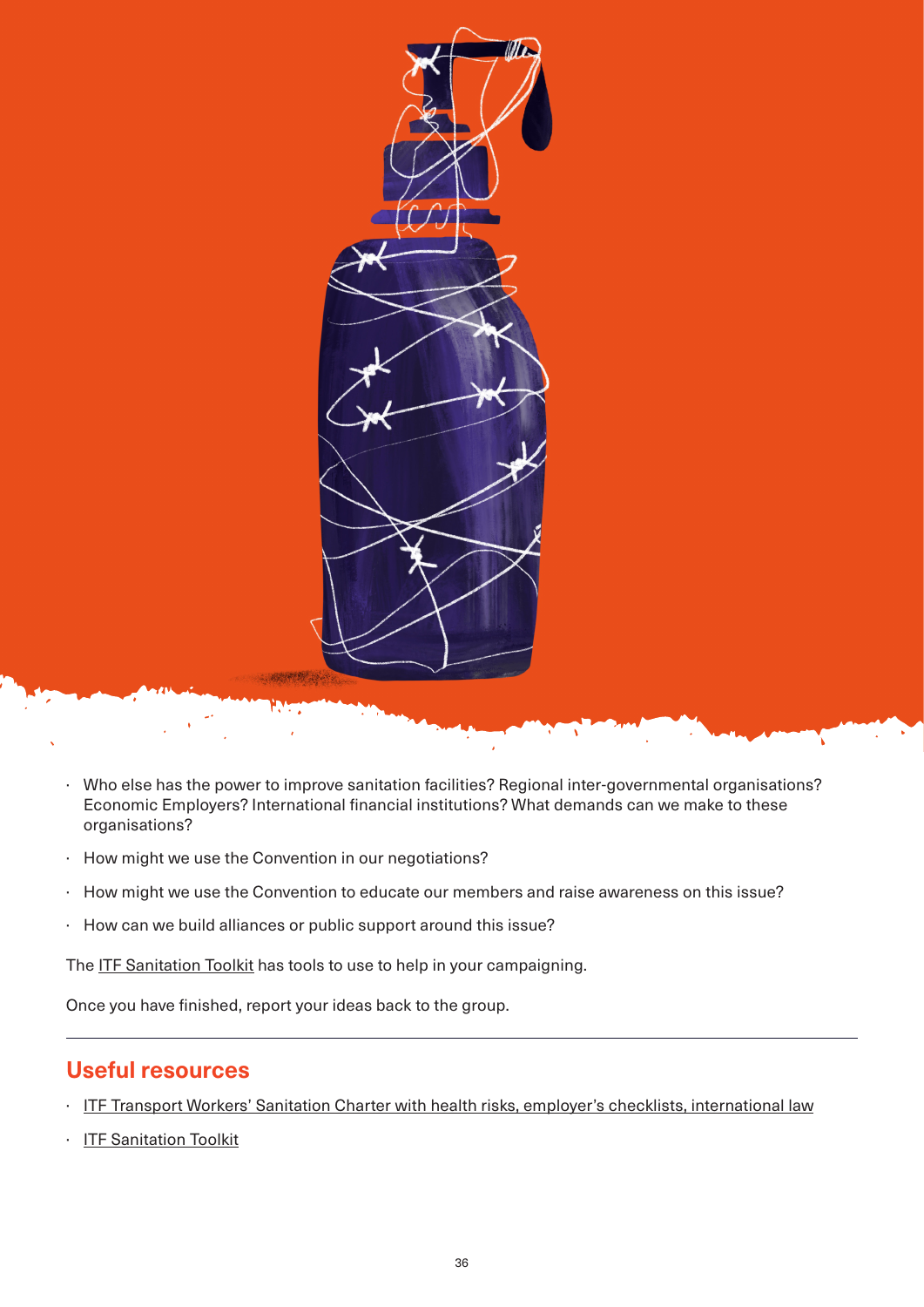- Who else has the power to improve sanitation facilities? Regional inter-governmental organisations? Economic Employers? International financial institutions? What demands can we make to these organisations?
- How might we use the Convention in our negotiations?
- How might we use the Convention to educate our members and raise awareness on this issue?
- How can we build alliances or public support around this issue?

The ITF Sanitation Toolkit has tools to use to help in your campaigning.

Once you have finished, report your ideas back to the group.

---

## Useful resources

- ITF Transport Workers' Sanitation Charter with health risks, employer's checklists, international law
- ITF Sanitation Toolkit